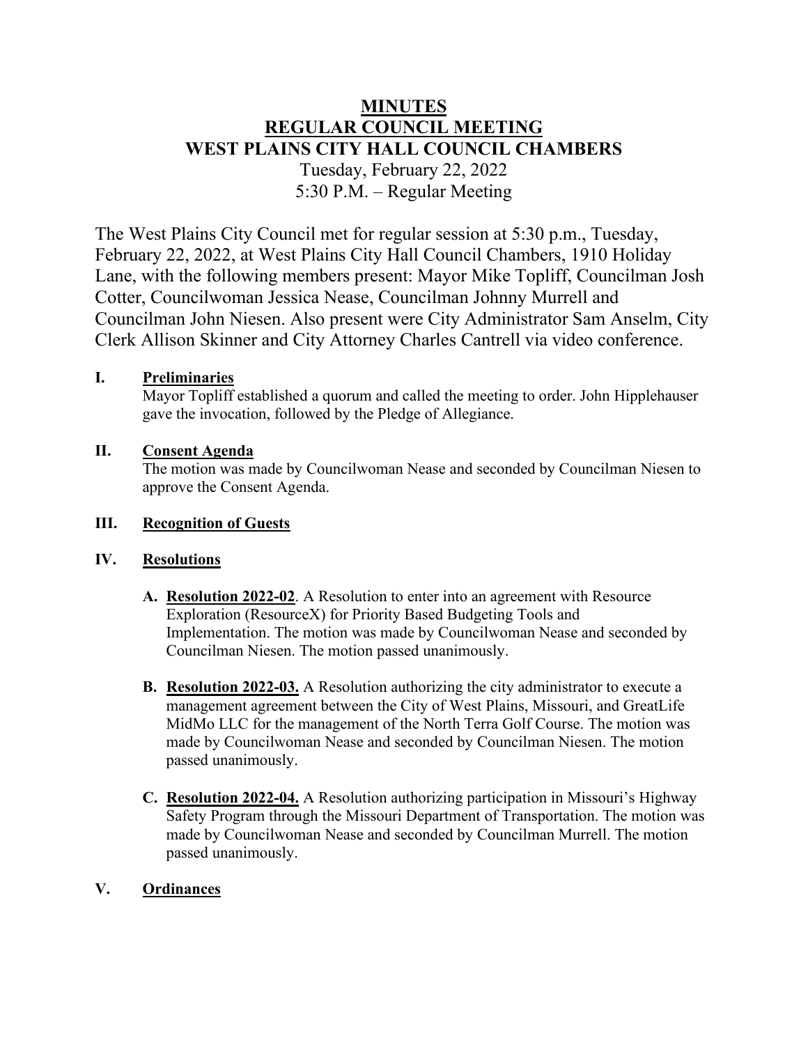# MINUTES
# REGULAR COUNCIL MEETING
# WEST PLAINS CITY HALL COUNCIL CHAMBERS

Tuesday, February 22, 2022
5:30 P.M. – Regular Meeting

The West Plains City Council met for regular session at 5:30 p.m., Tuesday, February 22, 2022, at West Plains City Hall Council Chambers, 1910 Holiday Lane, with the following members present: Mayor Mike Topliff, Councilman Josh Cotter, Councilwoman Jessica Nease, Councilman Johnny Murrell and Councilman John Niesen. Also present were City Administrator Sam Anselm, City Clerk Allison Skinner and City Attorney Charles Cantrell via video conference.

## I. Preliminaries

Mayor Topliff established a quorum and called the meeting to order. John Hipplehauser gave the invocation, followed by the Pledge of Allegiance.

## II. Consent Agenda

The motion was made by Councilwoman Nease and seconded by Councilman Niesen to approve the Consent Agenda.

## III. Recognition of Guests

## IV. Resolutions

**A. Resolution 2022-02**. A Resolution to enter into an agreement with Resource Exploration (ResourceX) for Priority Based Budgeting Tools and Implementation. The motion was made by Councilwoman Nease and seconded by Councilman Niesen. The motion passed unanimously.

**B. Resolution 2022-03.** A Resolution authorizing the city administrator to execute a management agreement between the City of West Plains, Missouri, and GreatLife MidMo LLC for the management of the North Terra Golf Course. The motion was made by Councilwoman Nease and seconded by Councilman Niesen. The motion passed unanimously.

**C. Resolution 2022-04.** A Resolution authorizing participation in Missouri's Highway Safety Program through the Missouri Department of Transportation. The motion was made by Councilwoman Nease and seconded by Councilman Murrell. The motion passed unanimously.

## V. Ordinances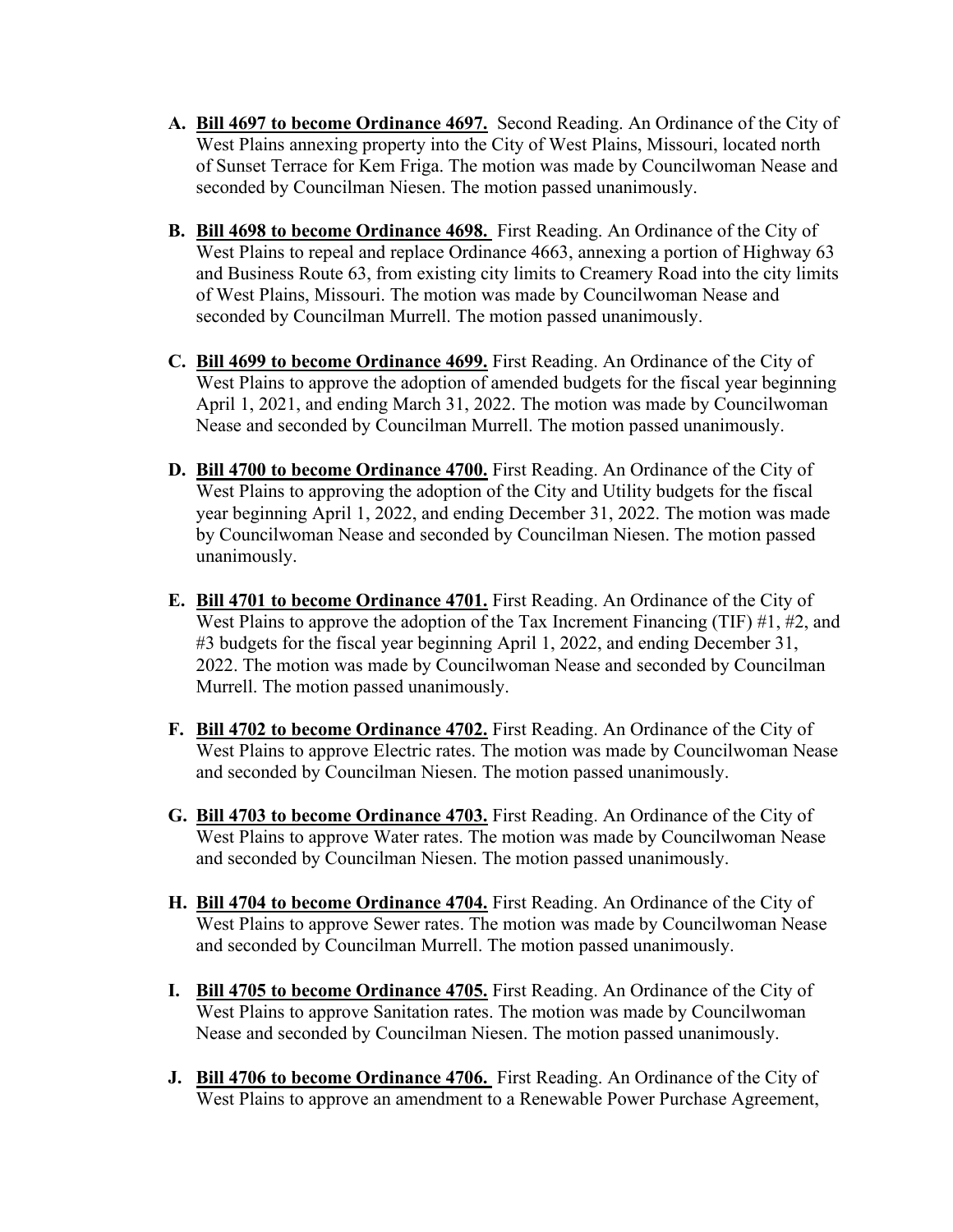A. **Bill 4697 to become Ordinance 4697.** Second Reading. An Ordinance of the City of West Plains annexing property into the City of West Plains, Missouri, located north of Sunset Terrace for Kem Friga. The motion was made by Councilwoman Nease and seconded by Councilman Niesen. The motion passed unanimously.

B. **Bill 4698 to become Ordinance 4698.** First Reading. An Ordinance of the City of West Plains to repeal and replace Ordinance 4663, annexing a portion of Highway 63 and Business Route 63, from existing city limits to Creamery Road into the city limits of West Plains, Missouri. The motion was made by Councilwoman Nease and seconded by Councilman Murrell. The motion passed unanimously.

C. **Bill 4699 to become Ordinance 4699.** First Reading. An Ordinance of the City of West Plains to approve the adoption of amended budgets for the fiscal year beginning April 1, 2021, and ending March 31, 2022. The motion was made by Councilwoman Nease and seconded by Councilman Murrell. The motion passed unanimously.

D. **Bill 4700 to become Ordinance 4700.** First Reading. An Ordinance of the City of West Plains to approving the adoption of the City and Utility budgets for the fiscal year beginning April 1, 2022, and ending December 31, 2022. The motion was made by Councilwoman Nease and seconded by Councilman Niesen. The motion passed unanimously.

E. **Bill 4701 to become Ordinance 4701.** First Reading. An Ordinance of the City of West Plains to approve the adoption of the Tax Increment Financing (TIF) #1, #2, and #3 budgets for the fiscal year beginning April 1, 2022, and ending December 31, 2022. The motion was made by Councilwoman Nease and seconded by Councilman Murrell. The motion passed unanimously.

F. **Bill 4702 to become Ordinance 4702.** First Reading. An Ordinance of the City of West Plains to approve Electric rates. The motion was made by Councilwoman Nease and seconded by Councilman Niesen. The motion passed unanimously.

G. **Bill 4703 to become Ordinance 4703.** First Reading. An Ordinance of the City of West Plains to approve Water rates. The motion was made by Councilwoman Nease and seconded by Councilman Niesen. The motion passed unanimously.

H. **Bill 4704 to become Ordinance 4704.** First Reading. An Ordinance of the City of West Plains to approve Sewer rates. The motion was made by Councilwoman Nease and seconded by Councilman Murrell. The motion passed unanimously.

I. **Bill 4705 to become Ordinance 4705.** First Reading. An Ordinance of the City of West Plains to approve Sanitation rates. The motion was made by Councilwoman Nease and seconded by Councilman Niesen. The motion passed unanimously.

J. **Bill 4706 to become Ordinance 4706.** First Reading. An Ordinance of the City of West Plains to approve an amendment to a Renewable Power Purchase Agreement,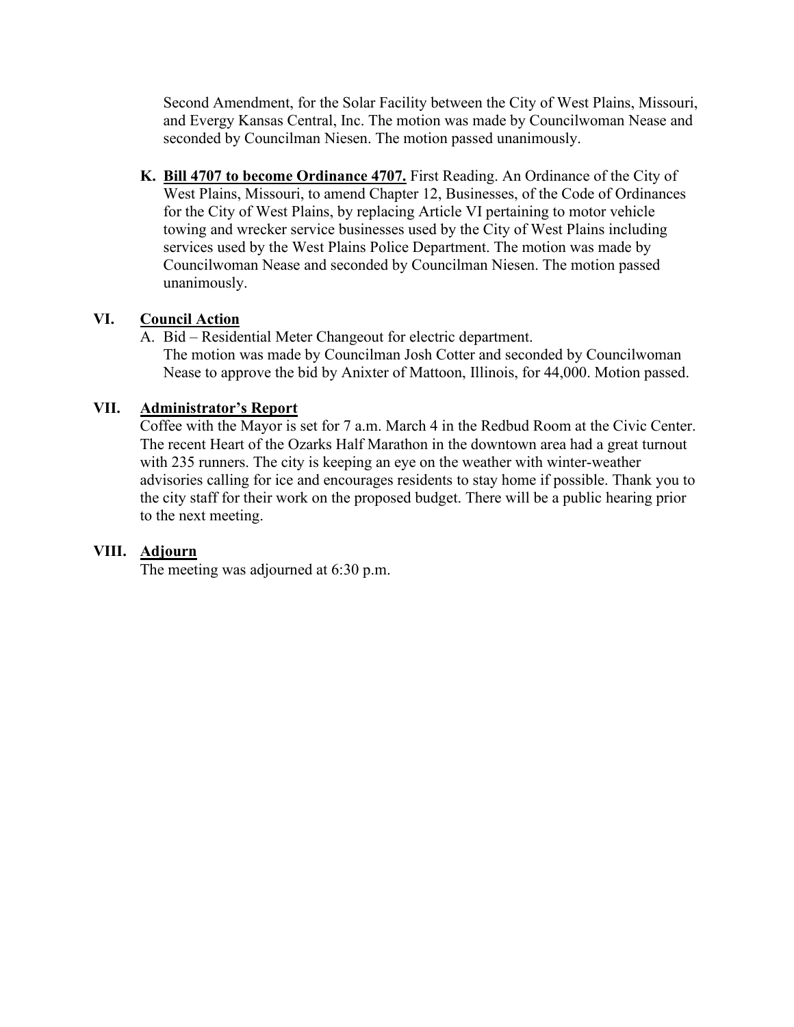Second Amendment, for the Solar Facility between the City of West Plains, Missouri, and Evergy Kansas Central, Inc. The motion was made by Councilwoman Nease and seconded by Councilman Niesen. The motion passed unanimously.

**K. Bill 4707 to become Ordinance 4707.** First Reading. An Ordinance of the City of West Plains, Missouri, to amend Chapter 12, Businesses, of the Code of Ordinances for the City of West Plains, by replacing Article VI pertaining to motor vehicle towing and wrecker service businesses used by the City of West Plains including services used by the West Plains Police Department. The motion was made by Councilwoman Nease and seconded by Councilman Niesen. The motion passed unanimously.

## VI. Council Action

A. Bid – Residential Meter Changeout for electric department.
The motion was made by Councilman Josh Cotter and seconded by Councilwoman Nease to approve the bid by Anixter of Mattoon, Illinois, for 44,000. Motion passed.

## VII. Administrator's Report

Coffee with the Mayor is set for 7 a.m. March 4 in the Redbud Room at the Civic Center. The recent Heart of the Ozarks Half Marathon in the downtown area had a great turnout with 235 runners. The city is keeping an eye on the weather with winter-weather advisories calling for ice and encourages residents to stay home if possible. Thank you to the city staff for their work on the proposed budget. There will be a public hearing prior to the next meeting.

## VIII. Adjourn

The meeting was adjourned at 6:30 p.m.